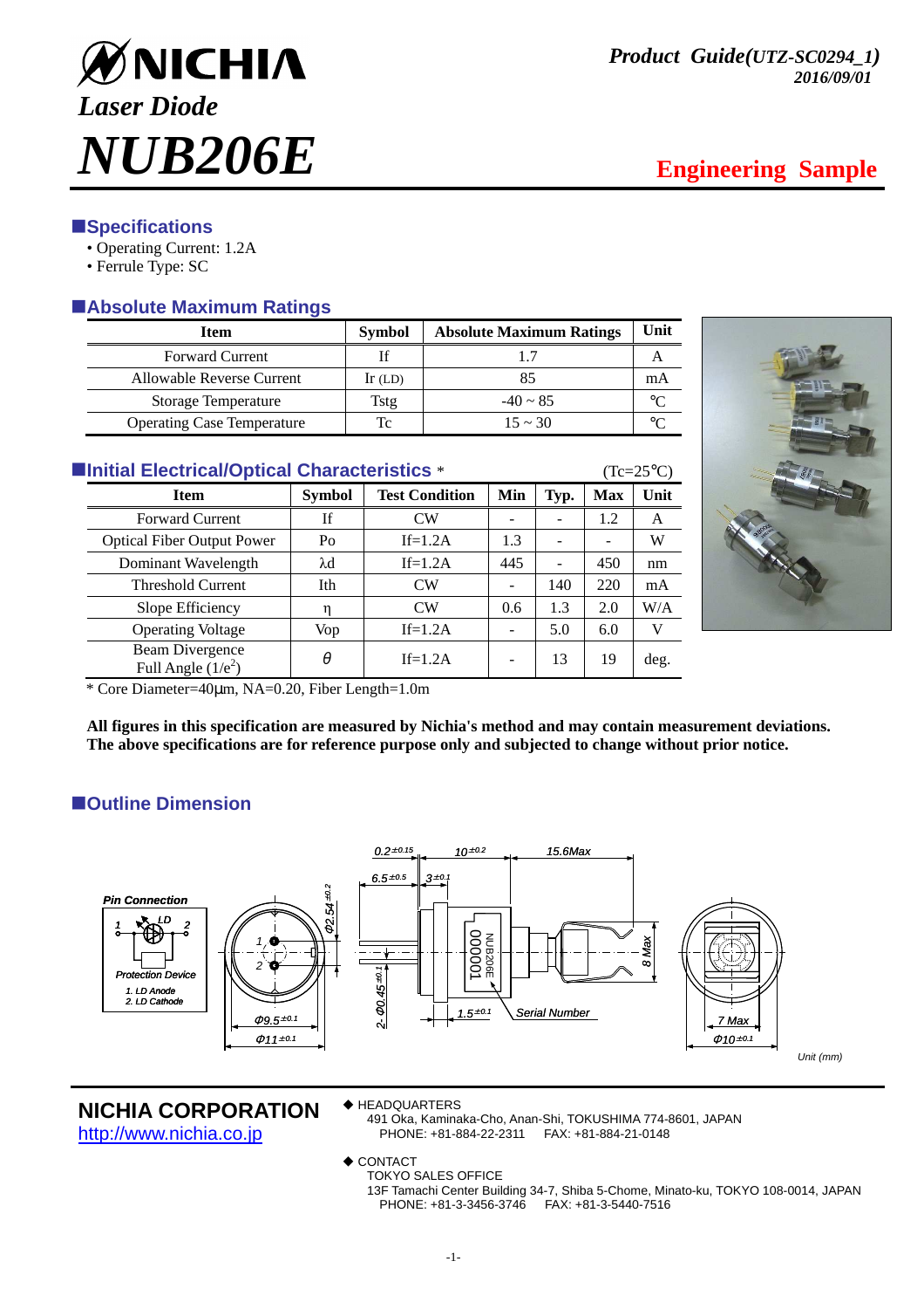# NICHIA

*Laser Diode*

# *NUB206E*

*Product Guide(UTZ-SC0294_1)*
*2016/09/01*

**Engineering Sample**

## Specifications

- Operating Current: 1.2A
- Ferrule Type: SC

## Absolute Maximum Ratings

| Item | Symbol | Absolute Maximum Ratings | Unit |
|---|---|---|---|
| Forward Current | If | 1.7 | A |
| Allowable Reverse Current | Ir (LD) | 85 | mA |
| Storage Temperature | Tstg | -40 ~ 85 | ℃ |
| Operating Case Temperature | Tc | 15 ~ 30 | ℃ |

## Initial Electrical/Optical Characteristics *

(Tc=25℃)

| Item | Symbol | Test Condition | Min | Typ. | Max | Unit |
|---|---|---|---|---|---|---|
| Forward Current | If | CW | - | - | 1.2 | A |
| Optical Fiber Output Power | Po | If=1.2A | 1.3 | - | - | W |
| Dominant Wavelength | λd | If=1.2A | 445 | - | 450 | nm |
| Threshold Current | Ith | CW | - | 140 | 220 | mA |
| Slope Efficiency | η | CW | 0.6 | 1.3 | 2.0 | W/A |
| Operating Voltage | Vop | If=1.2A | - | 5.0 | 6.0 | V |
| Beam Divergence Full Angle ($1/e^2$) | θ | If=1.2A | - | 13 | 19 | deg. |

\* Core Diameter=40μm, NA=0.20, Fiber Length=1.0m

**All figures in this specification are measured by Nichia's method and may contain measurement deviations.**
**The above specifications are for reference purpose only and subjected to change without prior notice.**

## Outline Dimension

Pin Connection

1. LD Anode
2. LD Cathode

Protection Device

Φ2.54±0.2, Φ9.5±0.1, Φ11±0.1, 0.2±0.15, 10±0.2, 15.6Max, 6.5±0.5, 3±0.1, 2-Φ0.45±0.1, 1.5±0.1, 8 Max, 7 Max, Φ10±0.1, Serial Number

Unit (mm)

**NICHIA CORPORATION**
http://www.nichia.co.jp

◆ HEADQUARTERS
491 Oka, Kaminaka-Cho, Anan-Shi, TOKUSHIMA 774-8601, JAPAN
PHONE: +81-884-22-2311 FAX: +81-884-21-0148

◆ CONTACT
TOKYO SALES OFFICE
13F Tamachi Center Building 34-7, Shiba 5-Chome, Minato-ku, TOKYO 108-0014, JAPAN
PHONE: +81-3-3456-3746 FAX: +81-3-5440-7516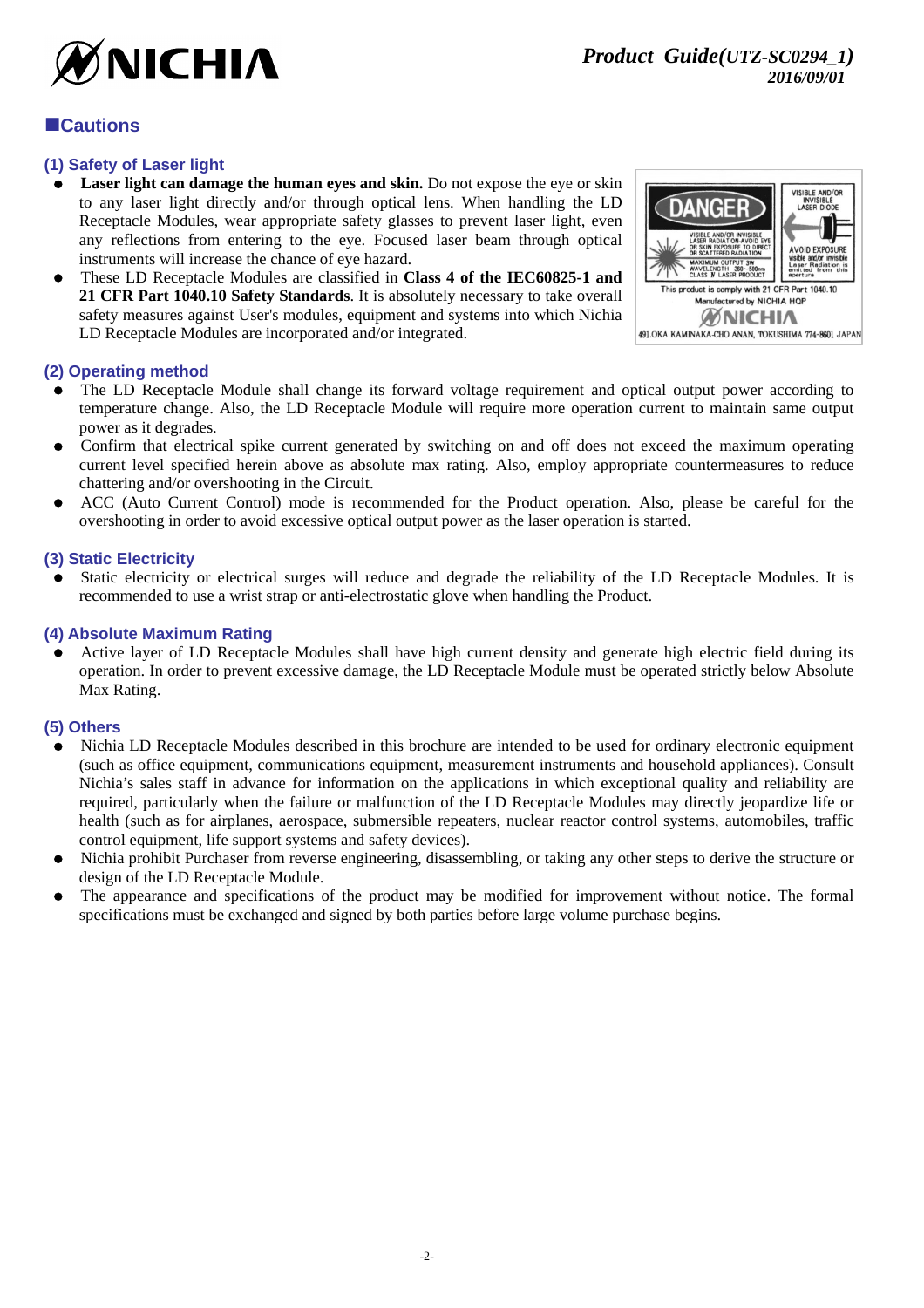## ■Cautions

### (1) Safety of Laser light

- **Laser light can damage the human eyes and skin.** Do not expose the eye or skin to any laser light directly and/or through optical lens. When handling the LD Receptacle Modules, wear appropriate safety glasses to prevent laser light, even any reflections from entering to the eye. Focused laser beam through optical instruments will increase the chance of eye hazard.
- These LD Receptacle Modules are classified in **Class 4 of the IEC60825-1 and 21 CFR Part 1040.10 Safety Standards**. It is absolutely necessary to take overall safety measures against User's modules, equipment and systems into which Nichia LD Receptacle Modules are incorporated and/or integrated.

DANGER

VISIBLE AND/OR INVISIBLE LASER RADIATION AVOID EYE OR SKIN EXPOSURE TO DIRECT OR SCATTERED RADIATION

MAXIMUM OUTPUT 3W
WAVELENGTH 360～500nm
CLASS Ⅳ LASER PRODUCT

VISIBLE AND/OR INVISIBLE LASER DIODE

AVOID EXPOSURE
visible and/or invisible Laser Radiation is emitted from this aperture

This product is comply with 21 CFR Part 1040.10
Manufactured by NICHIA HQP
NICHIA
491 OKA KAMINAKA-CHO ANAN, TOKUSHIMA 774-8601 JAPAN

### (2) Operating method

- The LD Receptacle Module shall change its forward voltage requirement and optical output power according to temperature change. Also, the LD Receptacle Module will require more operation current to maintain same output power as it degrades.
- Confirm that electrical spike current generated by switching on and off does not exceed the maximum operating current level specified herein above as absolute max rating. Also, employ appropriate countermeasures to reduce chattering and/or overshooting in the Circuit.
- ACC (Auto Current Control) mode is recommended for the Product operation. Also, please be careful for the overshooting in order to avoid excessive optical output power as the laser operation is started.

### (3) Static Electricity

- Static electricity or electrical surges will reduce and degrade the reliability of the LD Receptacle Modules. It is recommended to use a wrist strap or anti-electrostatic glove when handling the Product.

### (4) Absolute Maximum Rating

- Active layer of LD Receptacle Modules shall have high current density and generate high electric field during its operation. In order to prevent excessive damage, the LD Receptacle Module must be operated strictly below Absolute Max Rating.

### (5) Others

- Nichia LD Receptacle Modules described in this brochure are intended to be used for ordinary electronic equipment (such as office equipment, communications equipment, measurement instruments and household appliances). Consult Nichia's sales staff in advance for information on the applications in which exceptional quality and reliability are required, particularly when the failure or malfunction of the LD Receptacle Modules may directly jeopardize life or health (such as for airplanes, aerospace, submersible repeaters, nuclear reactor control systems, automobiles, traffic control equipment, life support systems and safety devices).
- Nichia prohibit Purchaser from reverse engineering, disassembling, or taking any other steps to derive the structure or design of the LD Receptacle Module.
- The appearance and specifications of the product may be modified for improvement without notice. The formal specifications must be exchanged and signed by both parties before large volume purchase begins.